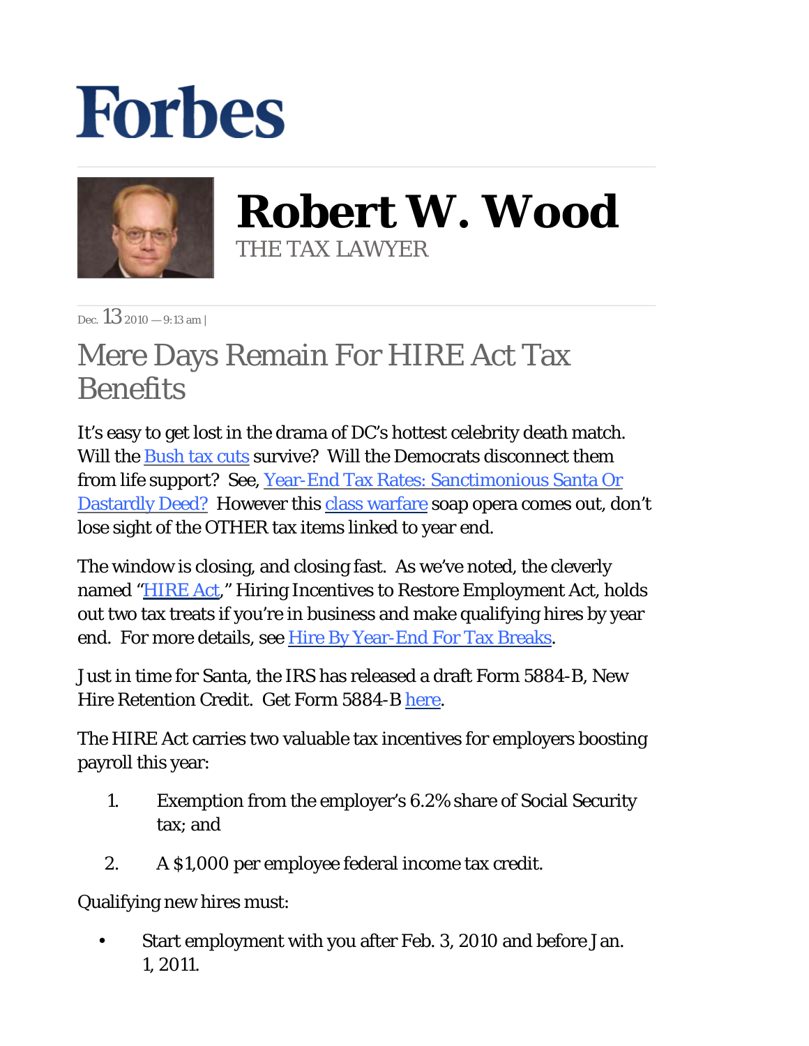# Forbes

## Robert W. Wood

THE TAX LAWYER

Dec. 13 2010 — 9:13 am |

# Mere Days Remain For HIRE Act Tax Benefits

It's easy to get lost in the drama of DC's hottest celebrity death match. Will the Bush tax cuts survive? Will the Democrats disconnect them from life support? See, Year-End Tax Rates: Sanctimonious Santa Or Dastardly Deed? However this class warfare soap opera comes out, don't lose sight of the OTHER tax items linked to year end.

The window is closing, and closing fast. As we've noted, the cleverly named "HIRE Act," Hiring Incentives to Restore Employment Act, holds out two tax treats if you're in business and make qualifying hires by year end. For more details, see Hire By Year-End For Tax Breaks.

Just in time for Santa, the IRS has released a draft Form 5884-B, New Hire Retention Credit. Get Form 5884-B here.

The HIRE Act carries two valuable tax incentives for employers boosting payroll this year:

1. Exemption from the employer's 6.2% share of Social Security tax; and
2. A $1,000 per employee federal income tax credit.

Qualifying new hires must:

- Start employment with you after Feb. 3, 2010 and before Jan. 1, 2011.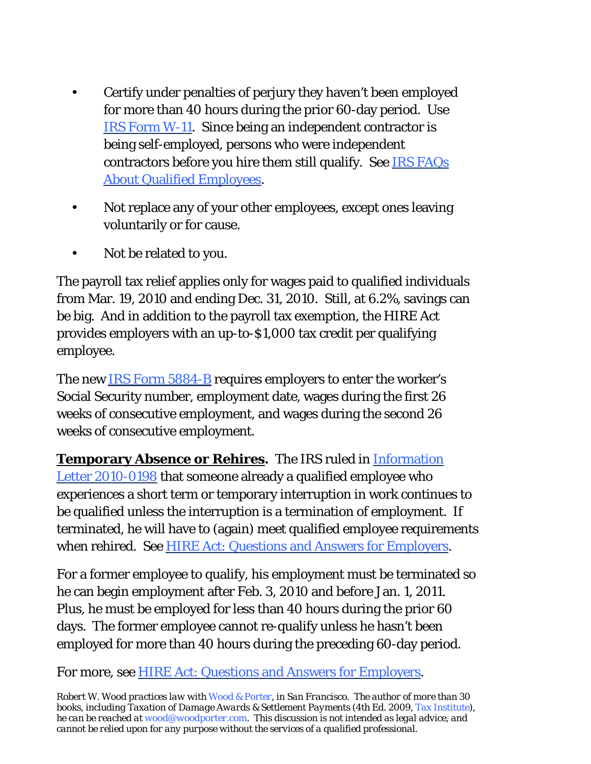- Certify under penalties of perjury they haven't been employed for more than 40 hours during the prior 60-day period. Use IRS Form W-11. Since being an independent contractor is being self-employed, persons who were independent contractors before you hire them still qualify. See IRS FAQs About Qualified Employees.

- Not replace any of your other employees, except ones leaving voluntarily or for cause.

- Not be related to you.

The payroll tax relief applies only for wages paid to qualified individuals from Mar. 19, 2010 and ending Dec. 31, 2010. Still, at 6.2%, savings can be big. And in addition to the payroll tax exemption, the HIRE Act provides employers with an up-to-$1,000 tax credit per qualifying employee.

The new IRS Form 5884-B requires employers to enter the worker's Social Security number, employment date, wages during the first 26 weeks of consecutive employment, and wages during the second 26 weeks of consecutive employment.

**Temporary Absence or Rehires.** The IRS ruled in Information Letter 2010-0198 that someone already a qualified employee who experiences a short term or temporary interruption in work continues to be qualified unless the interruption is a termination of employment. If terminated, he will have to (again) meet qualified employee requirements when rehired. See HIRE Act: Questions and Answers for Employers.

For a former employee to qualify, his employment must be terminated so he can begin employment after Feb. 3, 2010 and before Jan. 1, 2011. Plus, he must be employed for less than 40 hours during the prior 60 days. The former employee cannot re-qualify unless he hasn't been employed for more than 40 hours during the preceding 60-day period.

For more, see HIRE Act: Questions and Answers for Employers.

*Robert W. Wood practices law with Wood & Porter, in San Francisco. The author of more than 30 books, including Taxation of Damage Awards & Settlement Payments (4th Ed. 2009, Tax Institute), he can be reached at wood@woodporter.com. This discussion is not intended as legal advice, and cannot be relied upon for any purpose without the services of a qualified professional.*